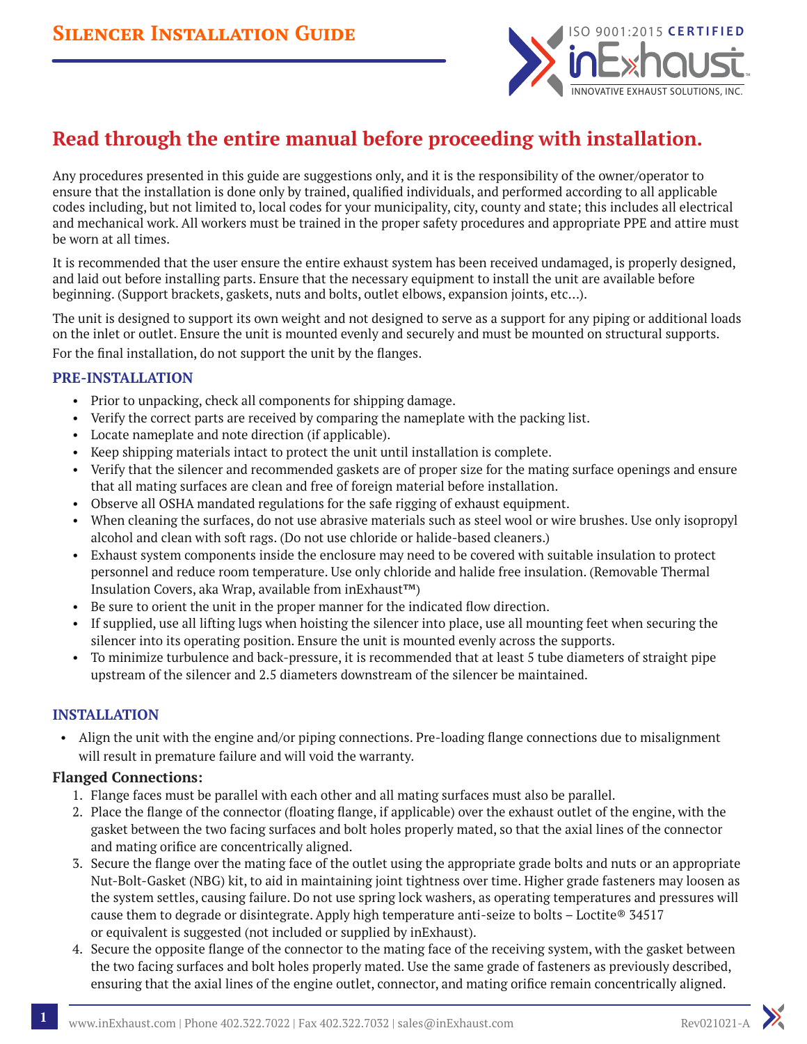# Silencer Installation Guide

## Read through the entire manual before proceeding with installation.

Any procedures presented in this guide are suggestions only, and it is the responsibility of the owner/operator to ensure that the installation is done only by trained, qualified individuals, and performed according to all applicable codes including, but not limited to, local codes for your municipality, city, county and state; this includes all electrical and mechanical work. All workers must be trained in the proper safety procedures and appropriate PPE and attire must be worn at all times.

It is recommended that the user ensure the entire exhaust system has been received undamaged, is properly designed, and laid out before installing parts. Ensure that the necessary equipment to install the unit are available before beginning. (Support brackets, gaskets, nuts and bolts, outlet elbows, expansion joints, etc…).

The unit is designed to support its own weight and not designed to serve as a support for any piping or additional loads on the inlet or outlet. Ensure the unit is mounted evenly and securely and must be mounted on structural supports.

For the final installation, do not support the unit by the flanges.

### PRE-INSTALLATION

- Prior to unpacking, check all components for shipping damage.
- Verify the correct parts are received by comparing the nameplate with the packing list.
- Locate nameplate and note direction (if applicable).
- Keep shipping materials intact to protect the unit until installation is complete.
- Verify that the silencer and recommended gaskets are of proper size for the mating surface openings and ensure that all mating surfaces are clean and free of foreign material before installation.
- Observe all OSHA mandated regulations for the safe rigging of exhaust equipment.
- When cleaning the surfaces, do not use abrasive materials such as steel wool or wire brushes. Use only isopropyl alcohol and clean with soft rags. (Do not use chloride or halide-based cleaners.)
- Exhaust system components inside the enclosure may need to be covered with suitable insulation to protect personnel and reduce room temperature. Use only chloride and halide free insulation. (Removable Thermal Insulation Covers, aka Wrap, available from inExhaust™)
- Be sure to orient the unit in the proper manner for the indicated flow direction.
- If supplied, use all lifting lugs when hoisting the silencer into place, use all mounting feet when securing the silencer into its operating position. Ensure the unit is mounted evenly across the supports.
- To minimize turbulence and back-pressure, it is recommended that at least 5 tube diameters of straight pipe upstream of the silencer and 2.5 diameters downstream of the silencer be maintained.

### INSTALLATION

- Align the unit with the engine and/or piping connections. Pre-loading flange connections due to misalignment will result in premature failure and will void the warranty.

#### Flanged Connections:

1. Flange faces must be parallel with each other and all mating surfaces must also be parallel.
2. Place the flange of the connector (floating flange, if applicable) over the exhaust outlet of the engine, with the gasket between the two facing surfaces and bolt holes properly mated, so that the axial lines of the connector and mating orifice are concentrically aligned.
3. Secure the flange over the mating face of the outlet using the appropriate grade bolts and nuts or an appropriate Nut-Bolt-Gasket (NBG) kit, to aid in maintaining joint tightness over time. Higher grade fasteners may loosen as the system settles, causing failure. Do not use spring lock washers, as operating temperatures and pressures will cause them to degrade or disintegrate. Apply high temperature anti-seize to bolts – Loctite® 34517 or equivalent is suggested (not included or supplied by inExhaust).
4. Secure the opposite flange of the connector to the mating face of the receiving system, with the gasket between the two facing surfaces and bolt holes properly mated. Use the same grade of fasteners as previously described, ensuring that the axial lines of the engine outlet, connector, and mating orifice remain concentrically aligned.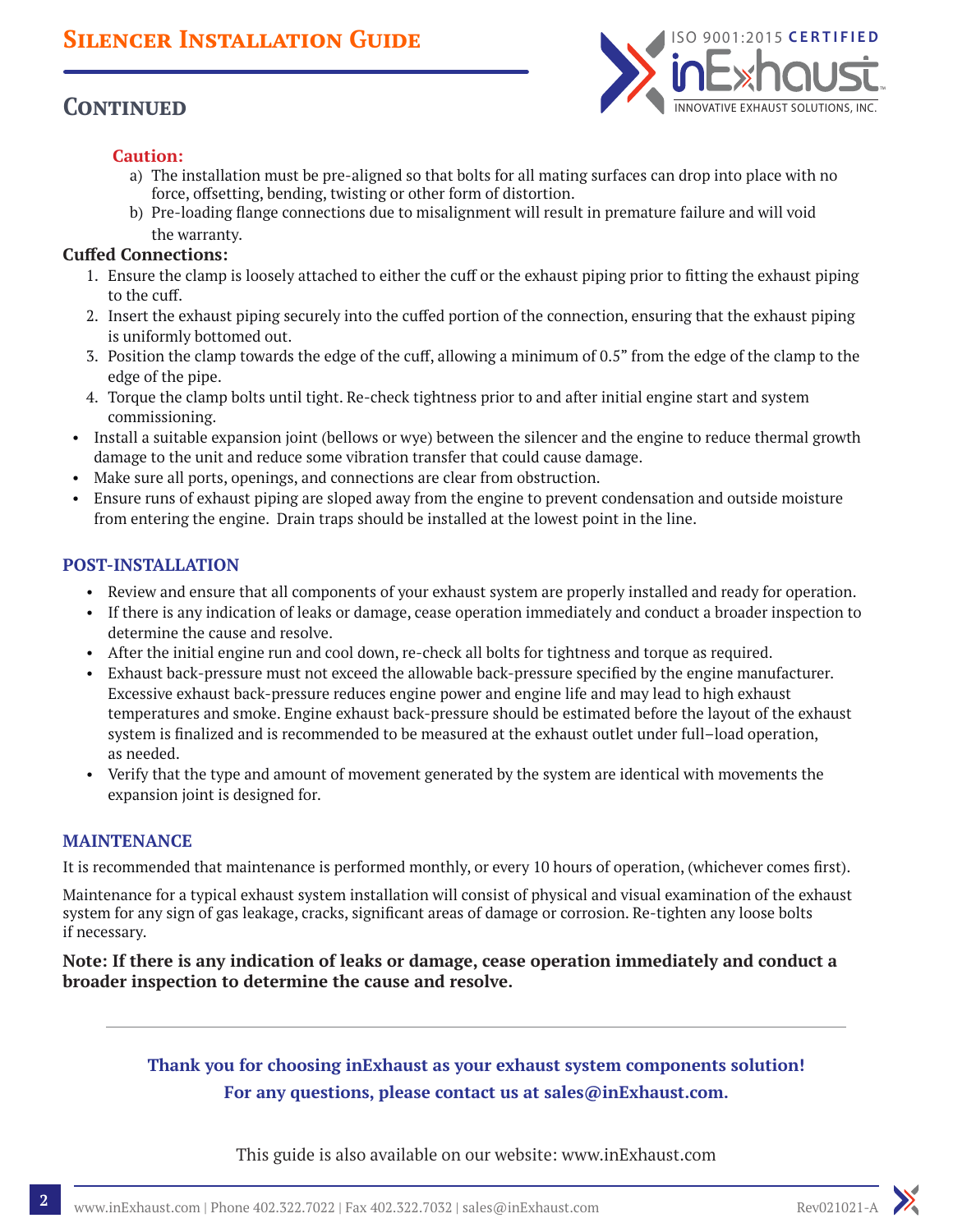# Silencer Installation Guide

## Continued

**Caution:**

a) The installation must be pre-aligned so that bolts for all mating surfaces can drop into place with no force, offsetting, bending, twisting or other form of distortion.
b) Pre-loading flange connections due to misalignment will result in premature failure and will void the warranty.

**Cuffed Connections:**

1. Ensure the clamp is loosely attached to either the cuff or the exhaust piping prior to fitting the exhaust piping to the cuff.
2. Insert the exhaust piping securely into the cuffed portion of the connection, ensuring that the exhaust piping is uniformly bottomed out.
3. Position the clamp towards the edge of the cuff, allowing a minimum of 0.5” from the edge of the clamp to the edge of the pipe.
4. Torque the clamp bolts until tight. Re-check tightness prior to and after initial engine start and system commissioning.

- Install a suitable expansion joint (bellows or wye) between the silencer and the engine to reduce thermal growth damage to the unit and reduce some vibration transfer that could cause damage.
- Make sure all ports, openings, and connections are clear from obstruction.
- Ensure runs of exhaust piping are sloped away from the engine to prevent condensation and outside moisture from entering the engine. Drain traps should be installed at the lowest point in the line.

### POST-INSTALLATION

- Review and ensure that all components of your exhaust system are properly installed and ready for operation.
- If there is any indication of leaks or damage, cease operation immediately and conduct a broader inspection to determine the cause and resolve.
- After the initial engine run and cool down, re-check all bolts for tightness and torque as required.
- Exhaust back-pressure must not exceed the allowable back-pressure specified by the engine manufacturer. Excessive exhaust back-pressure reduces engine power and engine life and may lead to high exhaust temperatures and smoke. Engine exhaust back-pressure should be estimated before the layout of the exhaust system is finalized and is recommended to be measured at the exhaust outlet under full–load operation, as needed.
- Verify that the type and amount of movement generated by the system are identical with movements the expansion joint is designed for.

### MAINTENANCE

It is recommended that maintenance is performed monthly, or every 10 hours of operation, (whichever comes first).

Maintenance for a typical exhaust system installation will consist of physical and visual examination of the exhaust system for any sign of gas leakage, cracks, significant areas of damage or corrosion. Re-tighten any loose bolts if necessary.

**Note: If there is any indication of leaks or damage, cease operation immediately and conduct a broader inspection to determine the cause and resolve.**

---

**Thank you for choosing inExhaust as your exhaust system components solution!**
**For any questions, please contact us at sales@inExhaust.com.**

This guide is also available on our website: www.inExhaust.com